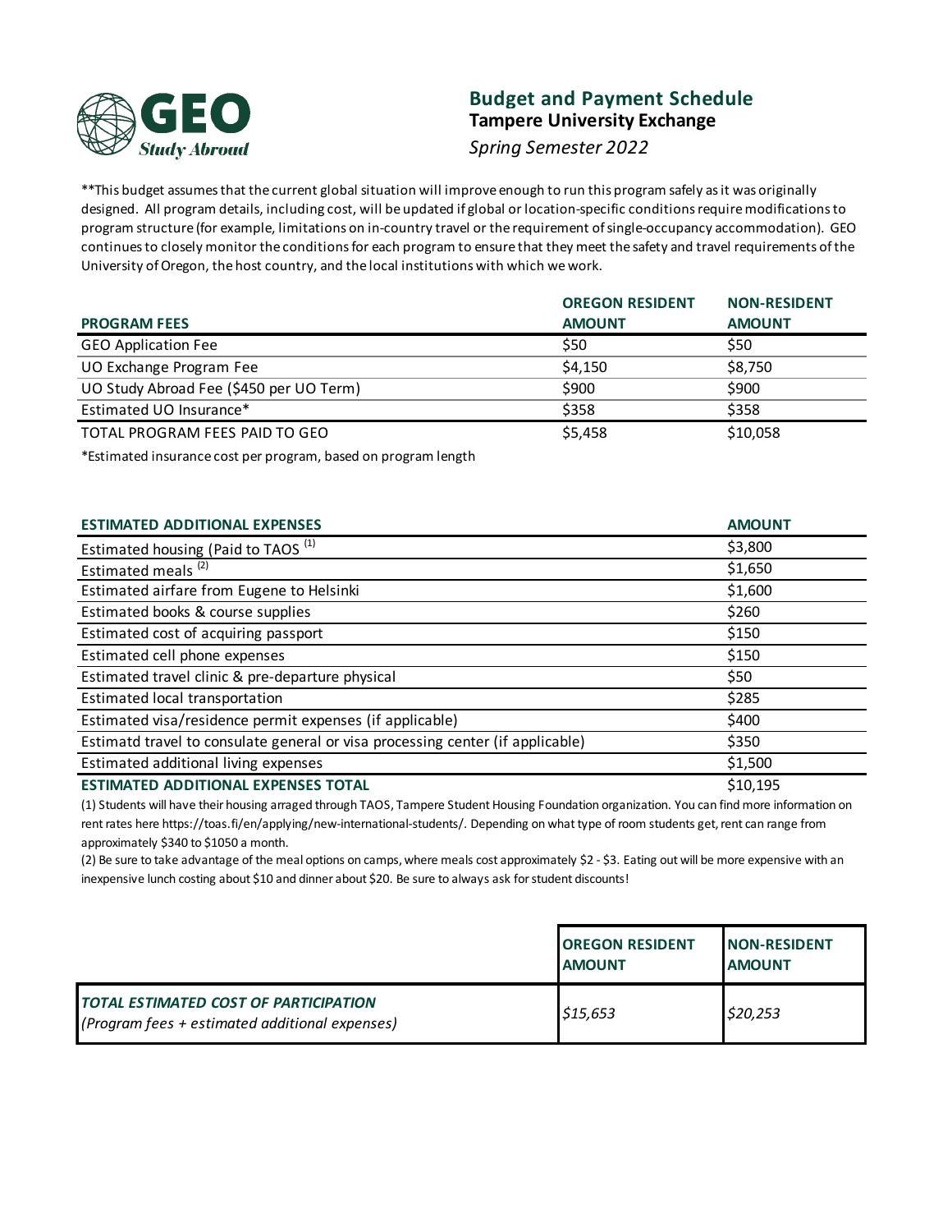GEO Study Abroad

# Budget and Payment Schedule

## Tampere University Exchange

*Spring Semester 2022*

**This budget assumes that the current global situation will improve enough to run this program safely as it was originally designed. All program details, including cost, will be updated if global or location-specific conditions require modifications to program structure (for example, limitations on in-country travel or the requirement of single-occupancy accommodation). GEO continues to closely monitor the conditions for each program to ensure that they meet the safety and travel requirements of the University of Oregon, the host country, and the local institutions with which we work.

| PROGRAM FEES | OREGON RESIDENT AMOUNT | NON-RESIDENT AMOUNT |
|---|---|---|
| GEO Application Fee | $50 | $50 |
| UO Exchange Program Fee | $4,150 | $8,750 |
| UO Study Abroad Fee ($450 per UO Term) | $900 | $900 |
| Estimated UO Insurance* | $358 | $358 |
| TOTAL PROGRAM FEES PAID TO GEO | $5,458 | $10,058 |

*Estimated insurance cost per program, based on program length

| ESTIMATED ADDITIONAL EXPENSES | AMOUNT |
|---|---|
| Estimated housing (Paid to TAOS [1] | $3,800 |
| Estimated meals [2] | $1,650 |
| Estimated airfare from Eugene to Helsinki | $1,600 |
| Estimated books & course supplies | $260 |
| Estimated cost of acquiring passport | $150 |
| Estimated cell phone expenses | $150 |
| Estimated travel clinic & pre-departure physical | $50 |
| Estimated local transportation | $285 |
| Estimated visa/residence permit expenses (if applicable) | $400 |
| Estimatd travel to consulate general or visa processing center (if applicable) | $350 |
| Estimated additional living expenses | $1,500 |
| **ESTIMATED ADDITIONAL EXPENSES TOTAL** | $10,195 |

(1) Students will have their housing arraged through TAOS, Tampere Student Housing Foundation organization. You can find more information on rent rates here https://toas.fi/en/applying/new-international-students/. Depending on what type of room students get, rent can range from approximately $340 to $1050 a month.

(2) Be sure to take advantage of the meal options on camps, where meals cost approximately $2 - $3. Eating out will be more expensive with an inexpensive lunch costing about $10 and dinner about $20. Be sure to always ask for student discounts!

| | OREGON RESIDENT AMOUNT | NON-RESIDENT AMOUNT |
|---|---|---|
| ***TOTAL ESTIMATED COST OF PARTICIPATION*** *(Program fees + estimated additional expenses)* | *$15,653* | *$20,253* |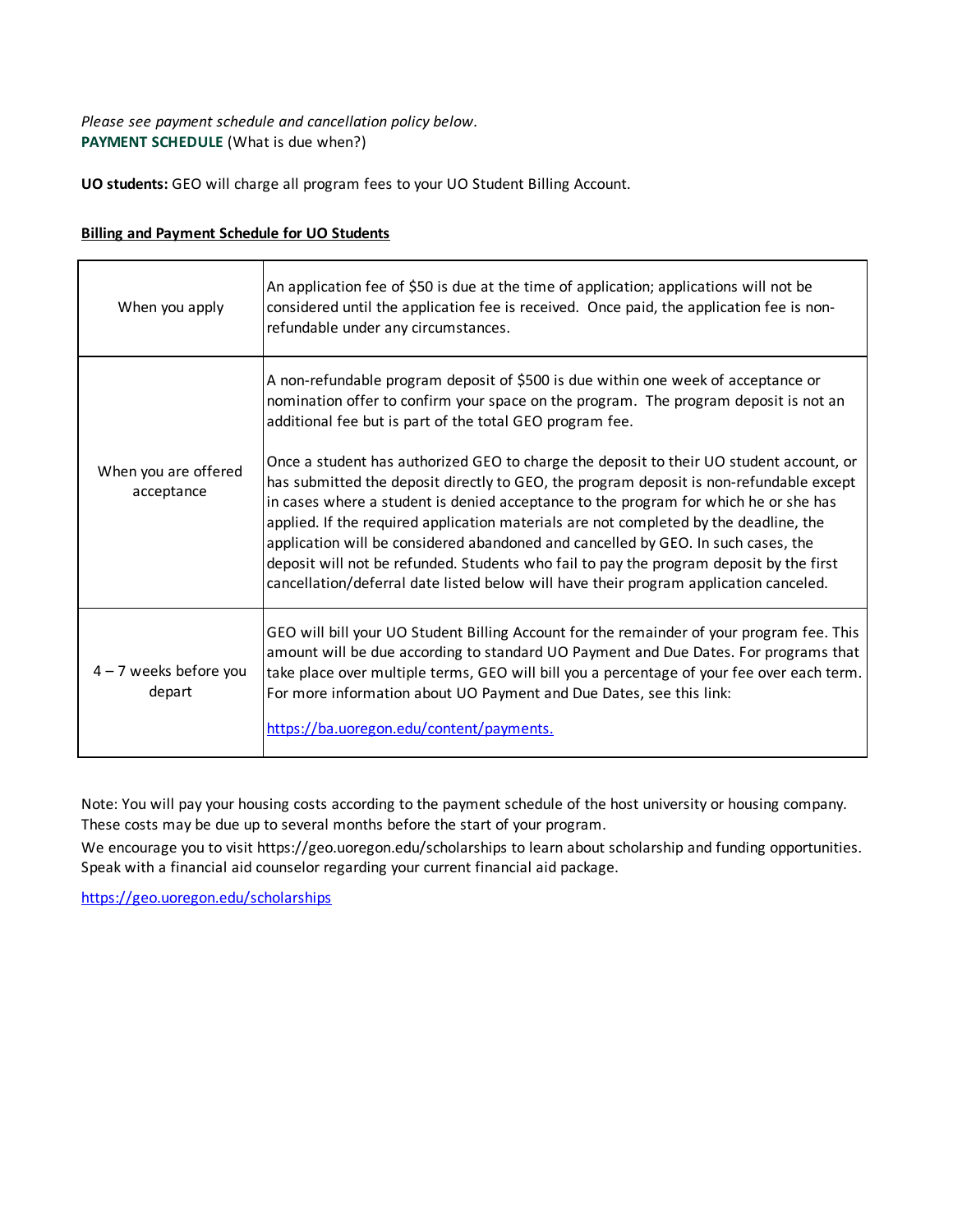*Please see payment schedule and cancellation policy below.*
**PAYMENT SCHEDULE** (What is due when?)

**UO students:** GEO will charge all program fees to your UO Student Billing Account.

**Billing and Payment Schedule for UO Students**

| | |
|---|---|
| When you apply | An application fee of $50 is due at the time of application; applications will not be considered until the application fee is received. Once paid, the application fee is non-refundable under any circumstances. |
| When you are offered acceptance | A non-refundable program deposit of $500 is due within one week of acceptance or nomination offer to confirm your space on the program. The program deposit is not an additional fee but is part of the total GEO program fee.<br><br>Once a student has authorized GEO to charge the deposit to their UO student account, or has submitted the deposit directly to GEO, the program deposit is non-refundable except in cases where a student is denied acceptance to the program for which he or she has applied. If the required application materials are not completed by the deadline, the application will be considered abandoned and cancelled by GEO. In such cases, the deposit will not be refunded. Students who fail to pay the program deposit by the first cancellation/deferral date listed below will have their program application canceled. |
| 4 – 7 weeks before you depart | GEO will bill your UO Student Billing Account for the remainder of your program fee. This amount will be due according to standard UO Payment and Due Dates. For programs that take place over multiple terms, GEO will bill you a percentage of your fee over each term. For more information about UO Payment and Due Dates, see this link:<br><br>https://ba.uoregon.edu/content/payments. |

Note: You will pay your housing costs according to the payment schedule of the host university or housing company. These costs may be due up to several months before the start of your program.

We encourage you to visit https://geo.uoregon.edu/scholarships to learn about scholarship and funding opportunities. Speak with a financial aid counselor regarding your current financial aid package.

https://geo.uoregon.edu/scholarships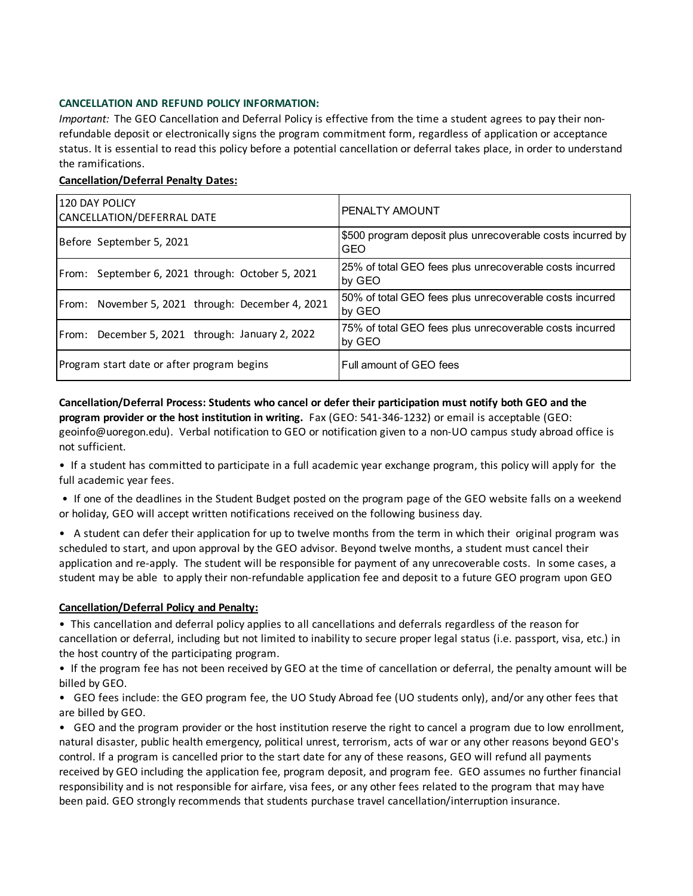**CANCELLATION AND REFUND POLICY INFORMATION:**

*Important:* The GEO Cancellation and Deferral Policy is effective from the time a student agrees to pay their non-refundable deposit or electronically signs the program commitment form, regardless of application or acceptance status. It is essential to read this policy before a potential cancellation or deferral takes place, in order to understand the ramifications.

**Cancellation/Deferral Penalty Dates:**

| 120 DAY POLICY CANCELLATION/DEFERRAL DATE | PENALTY AMOUNT |
|---|---|
| Before September 5, 2021 | $500 program deposit plus unrecoverable costs incurred by GEO |
| From: September 6, 2021 through: October 5, 2021 | 25% of total GEO fees plus unrecoverable costs incurred by GEO |
| From: November 5, 2021 through: December 4, 2021 | 50% of total GEO fees plus unrecoverable costs incurred by GEO |
| From: December 5, 2021 through: January 2, 2022 | 75% of total GEO fees plus unrecoverable costs incurred by GEO |
| Program start date or after program begins | Full amount of GEO fees |

**Cancellation/Deferral Process: Students who cancel or defer their participation must notify both GEO and the program provider or the host institution in writing.** Fax (GEO: 541-346-1232) or email is acceptable (GEO: geoinfo@uoregon.edu). Verbal notification to GEO or notification given to a non-UO campus study abroad office is not sufficient.

- If a student has committed to participate in a full academic year exchange program, this policy will apply for the full academic year fees.
- If one of the deadlines in the Student Budget posted on the program page of the GEO website falls on a weekend or holiday, GEO will accept written notifications received on the following business day.
- A student can defer their application for up to twelve months from the term in which their original program was scheduled to start, and upon approval by the GEO advisor. Beyond twelve months, a student must cancel their application and re-apply. The student will be responsible for payment of any unrecoverable costs. In some cases, a student may be able to apply their non-refundable application fee and deposit to a future GEO program upon GEO

**Cancellation/Deferral Policy and Penalty:**

- This cancellation and deferral policy applies to all cancellations and deferrals regardless of the reason for cancellation or deferral, including but not limited to inability to secure proper legal status (i.e. passport, visa, etc.) in the host country of the participating program.
- If the program fee has not been received by GEO at the time of cancellation or deferral, the penalty amount will be billed by GEO.
- GEO fees include: the GEO program fee, the UO Study Abroad fee (UO students only), and/or any other fees that are billed by GEO.
- GEO and the program provider or the host institution reserve the right to cancel a program due to low enrollment, natural disaster, public health emergency, political unrest, terrorism, acts of war or any other reasons beyond GEO's control. If a program is cancelled prior to the start date for any of these reasons, GEO will refund all payments received by GEO including the application fee, program deposit, and program fee. GEO assumes no further financial responsibility and is not responsible for airfare, visa fees, or any other fees related to the program that may have been paid. GEO strongly recommends that students purchase travel cancellation/interruption insurance.